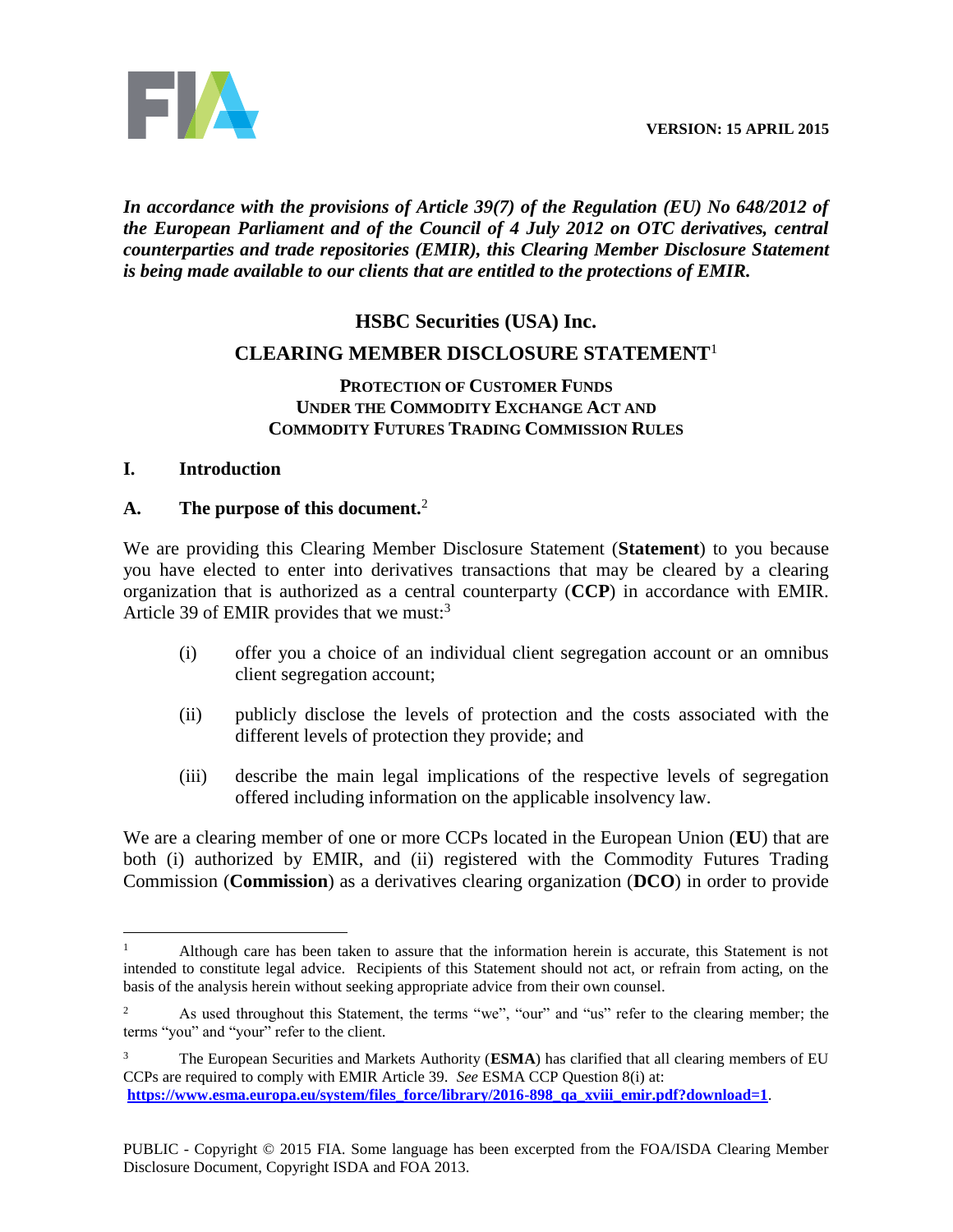**VERSION: 15 APRIL 2015**

***In accordance with the provisions of Article 39(7) of the Regulation (EU) No 648/2012 of the European Parliament and of the Council of 4 July 2012 on OTC derivatives, central counterparties and trade repositories (EMIR), this Clearing Member Disclosure Statement is being made available to our clients that are entitled to the protections of EMIR.***

# HSBC Securities (USA) Inc.

# CLEARING MEMBER DISCLOSURE STATEMENT[1]

## PROTECTION OF CUSTOMER FUNDS UNDER THE COMMODITY EXCHANGE ACT AND COMMODITY FUTURES TRADING COMMISSION RULES

## I. Introduction

### A. The purpose of this document.[2]

We are providing this Clearing Member Disclosure Statement (**Statement**) to you because you have elected to enter into derivatives transactions that may be cleared by a clearing organization that is authorized as a central counterparty (**CCP**) in accordance with EMIR. Article 39 of EMIR provides that we must:[3]

(i) offer you a choice of an individual client segregation account or an omnibus client segregation account;

(ii) publicly disclose the levels of protection and the costs associated with the different levels of protection they provide; and

(iii) describe the main legal implications of the respective levels of segregation offered including information on the applicable insolvency law.

We are a clearing member of one or more CCPs located in the European Union (**EU**) that are both (i) authorized by EMIR, and (ii) registered with the Commodity Futures Trading Commission (**Commission**) as a derivatives clearing organization (**DCO**) in order to provide

---

[1] Although care has been taken to assure that the information herein is accurate, this Statement is not intended to constitute legal advice. Recipients of this Statement should not act, or refrain from acting, on the basis of the analysis herein without seeking appropriate advice from their own counsel.

[2] As used throughout this Statement, the terms "we", "our" and "us" refer to the clearing member; the terms "you" and "your" refer to the client.

[3] The European Securities and Markets Authority (**ESMA**) has clarified that all clearing members of EU CCPs are required to comply with EMIR Article 39. *See* ESMA CCP Question 8(i) at: **https://www.esma.europa.eu/system/files_force/library/2016-898_qa_xviii_emir.pdf?download=1**.

PUBLIC - Copyright © 2015 FIA. Some language has been excerpted from the FOA/ISDA Clearing Member Disclosure Document, Copyright ISDA and FOA 2013.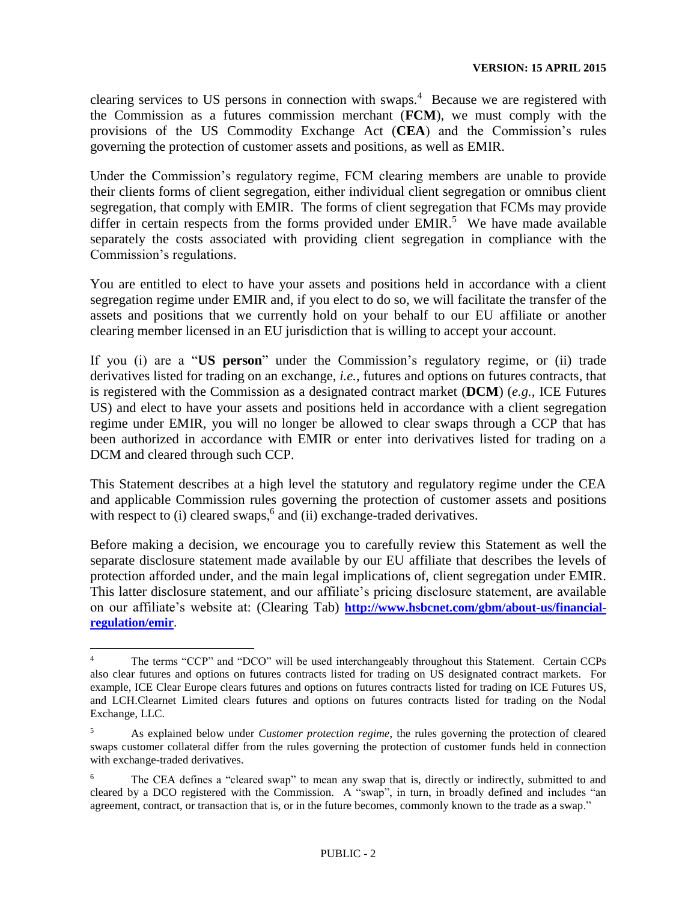clearing services to US persons in connection with swaps.[4] Because we are registered with the Commission as a futures commission merchant (**FCM**), we must comply with the provisions of the US Commodity Exchange Act (**CEA**) and the Commission's rules governing the protection of customer assets and positions, as well as EMIR.

Under the Commission's regulatory regime, FCM clearing members are unable to provide their clients forms of client segregation, either individual client segregation or omnibus client segregation, that comply with EMIR. The forms of client segregation that FCMs may provide differ in certain respects from the forms provided under EMIR.[5] We have made available separately the costs associated with providing client segregation in compliance with the Commission's regulations.

You are entitled to elect to have your assets and positions held in accordance with a client segregation regime under EMIR and, if you elect to do so, we will facilitate the transfer of the assets and positions that we currently hold on your behalf to our EU affiliate or another clearing member licensed in an EU jurisdiction that is willing to accept your account.

If you (i) are a "**US person**" under the Commission's regulatory regime, or (ii) trade derivatives listed for trading on an exchange, *i.e.*, futures and options on futures contracts, that is registered with the Commission as a designated contract market (**DCM**) (*e.g.*, ICE Futures US) and elect to have your assets and positions held in accordance with a client segregation regime under EMIR, you will no longer be allowed to clear swaps through a CCP that has been authorized in accordance with EMIR or enter into derivatives listed for trading on a DCM and cleared through such CCP.

This Statement describes at a high level the statutory and regulatory regime under the CEA and applicable Commission rules governing the protection of customer assets and positions with respect to (i) cleared swaps,[6] and (ii) exchange-traded derivatives.

Before making a decision, we encourage you to carefully review this Statement as well the separate disclosure statement made available by our EU affiliate that describes the levels of protection afforded under, and the main legal implications of, client segregation under EMIR. This latter disclosure statement, and our affiliate's pricing disclosure statement, are available on our affiliate's website at: (Clearing Tab) **http://www.hsbcnet.com/gbm/about-us/financial-regulation/emir**.

---

[4] The terms "CCP" and "DCO" will be used interchangeably throughout this Statement. Certain CCPs also clear futures and options on futures contracts listed for trading on US designated contract markets. For example, ICE Clear Europe clears futures and options on futures contracts listed for trading on ICE Futures US, and LCH.Clearnet Limited clears futures and options on futures contracts listed for trading on the Nodal Exchange, LLC.

[5] As explained below under *Customer protection regime*, the rules governing the protection of cleared swaps customer collateral differ from the rules governing the protection of customer funds held in connection with exchange-traded derivatives.

[6] The CEA defines a "cleared swap" to mean any swap that is, directly or indirectly, submitted to and cleared by a DCO registered with the Commission. A "swap", in turn, in broadly defined and includes "an agreement, contract, or transaction that is, or in the future becomes, commonly known to the trade as a swap."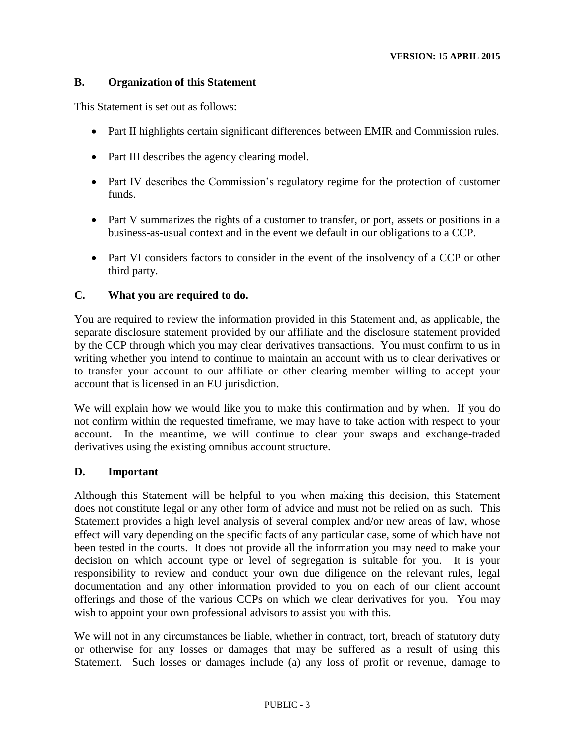## B. Organization of this Statement

This Statement is set out as follows:

- Part II highlights certain significant differences between EMIR and Commission rules.
- Part III describes the agency clearing model.
- Part IV describes the Commission's regulatory regime for the protection of customer funds.
- Part V summarizes the rights of a customer to transfer, or port, assets or positions in a business-as-usual context and in the event we default in our obligations to a CCP.
- Part VI considers factors to consider in the event of the insolvency of a CCP or other third party.

## C. What you are required to do.

You are required to review the information provided in this Statement and, as applicable, the separate disclosure statement provided by our affiliate and the disclosure statement provided by the CCP through which you may clear derivatives transactions. You must confirm to us in writing whether you intend to continue to maintain an account with us to clear derivatives or to transfer your account to our affiliate or other clearing member willing to accept your account that is licensed in an EU jurisdiction.

We will explain how we would like you to make this confirmation and by when. If you do not confirm within the requested timeframe, we may have to take action with respect to your account. In the meantime, we will continue to clear your swaps and exchange-traded derivatives using the existing omnibus account structure.

## D. Important

Although this Statement will be helpful to you when making this decision, this Statement does not constitute legal or any other form of advice and must not be relied on as such. This Statement provides a high level analysis of several complex and/or new areas of law, whose effect will vary depending on the specific facts of any particular case, some of which have not been tested in the courts. It does not provide all the information you may need to make your decision on which account type or level of segregation is suitable for you. It is your responsibility to review and conduct your own due diligence on the relevant rules, legal documentation and any other information provided to you on each of our client account offerings and those of the various CCPs on which we clear derivatives for you. You may wish to appoint your own professional advisors to assist you with this.

We will not in any circumstances be liable, whether in contract, tort, breach of statutory duty or otherwise for any losses or damages that may be suffered as a result of using this Statement. Such losses or damages include (a) any loss of profit or revenue, damage to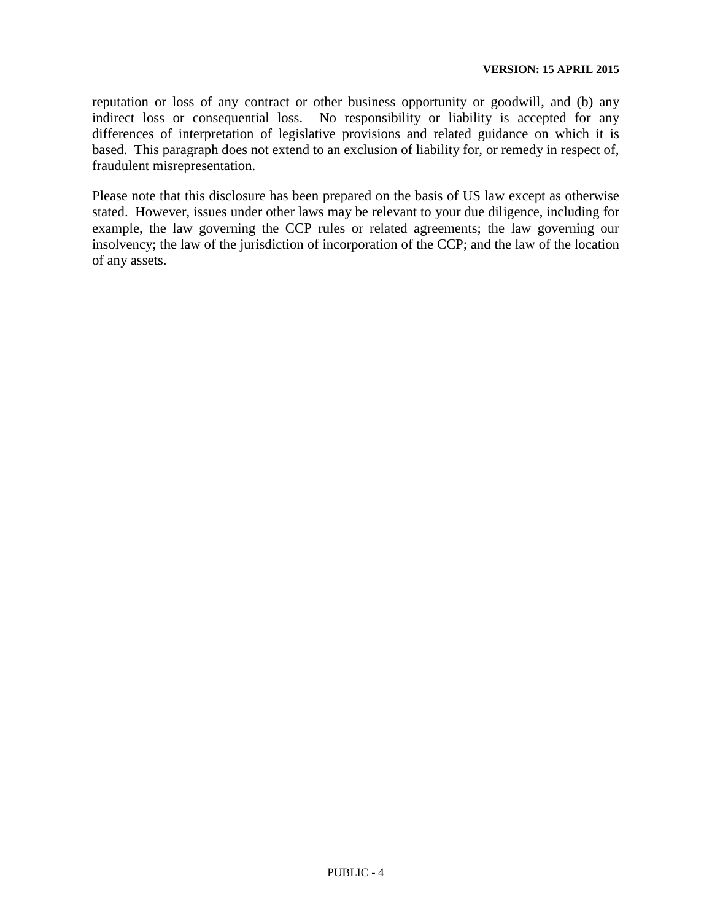reputation or loss of any contract or other business opportunity or goodwill, and (b) any indirect loss or consequential loss. No responsibility or liability is accepted for any differences of interpretation of legislative provisions and related guidance on which it is based. This paragraph does not extend to an exclusion of liability for, or remedy in respect of, fraudulent misrepresentation.

Please note that this disclosure has been prepared on the basis of US law except as otherwise stated. However, issues under other laws may be relevant to your due diligence, including for example, the law governing the CCP rules or related agreements; the law governing our insolvency; the law of the jurisdiction of incorporation of the CCP; and the law of the location of any assets.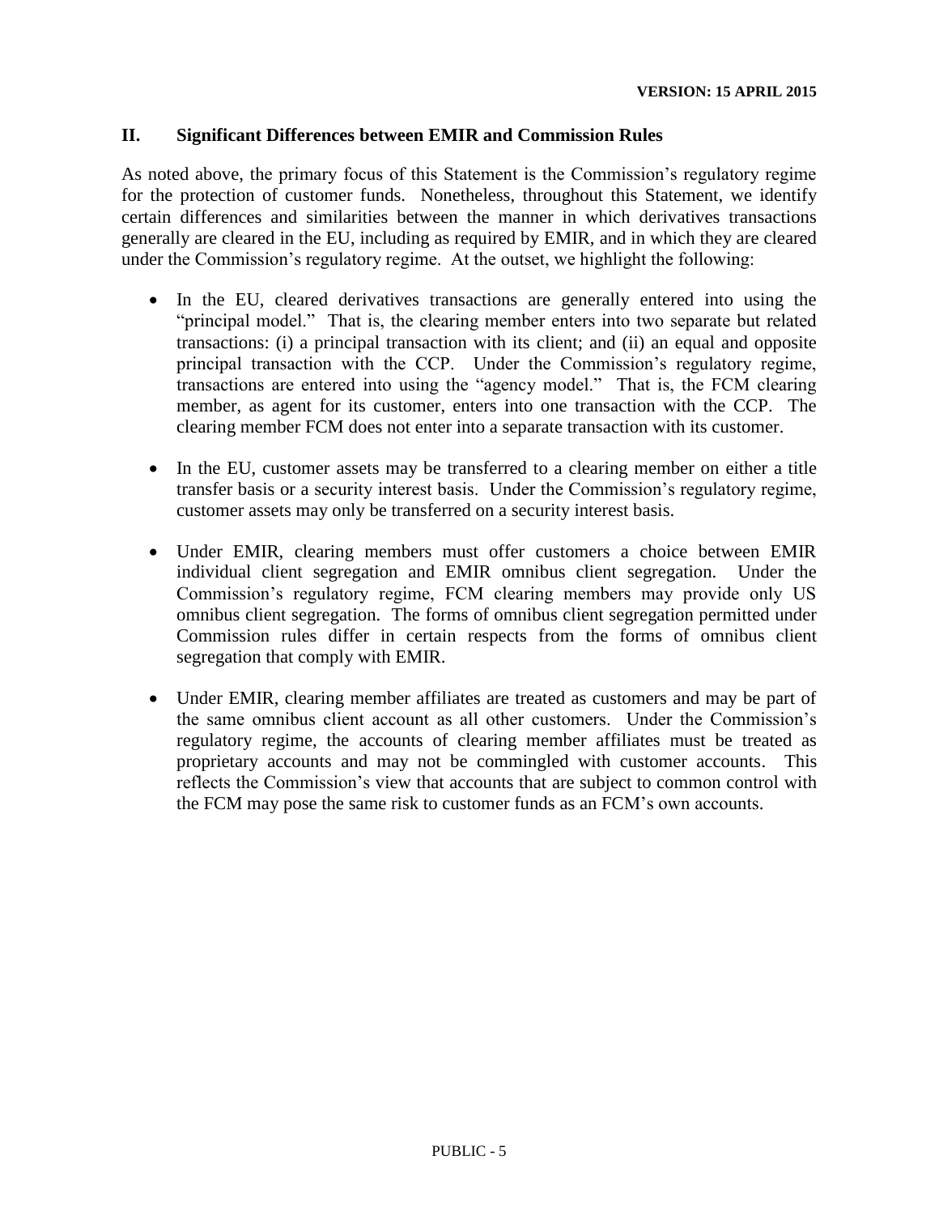## II. Significant Differences between EMIR and Commission Rules

As noted above, the primary focus of this Statement is the Commission's regulatory regime for the protection of customer funds. Nonetheless, throughout this Statement, we identify certain differences and similarities between the manner in which derivatives transactions generally are cleared in the EU, including as required by EMIR, and in which they are cleared under the Commission's regulatory regime. At the outset, we highlight the following:

- In the EU, cleared derivatives transactions are generally entered into using the "principal model." That is, the clearing member enters into two separate but related transactions: (i) a principal transaction with its client; and (ii) an equal and opposite principal transaction with the CCP. Under the Commission's regulatory regime, transactions are entered into using the "agency model." That is, the FCM clearing member, as agent for its customer, enters into one transaction with the CCP. The clearing member FCM does not enter into a separate transaction with its customer.

- In the EU, customer assets may be transferred to a clearing member on either a title transfer basis or a security interest basis. Under the Commission's regulatory regime, customer assets may only be transferred on a security interest basis.

- Under EMIR, clearing members must offer customers a choice between EMIR individual client segregation and EMIR omnibus client segregation. Under the Commission's regulatory regime, FCM clearing members may provide only US omnibus client segregation. The forms of omnibus client segregation permitted under Commission rules differ in certain respects from the forms of omnibus client segregation that comply with EMIR.

- Under EMIR, clearing member affiliates are treated as customers and may be part of the same omnibus client account as all other customers. Under the Commission's regulatory regime, the accounts of clearing member affiliates must be treated as proprietary accounts and may not be commingled with customer accounts. This reflects the Commission's view that accounts that are subject to common control with the FCM may pose the same risk to customer funds as an FCM's own accounts.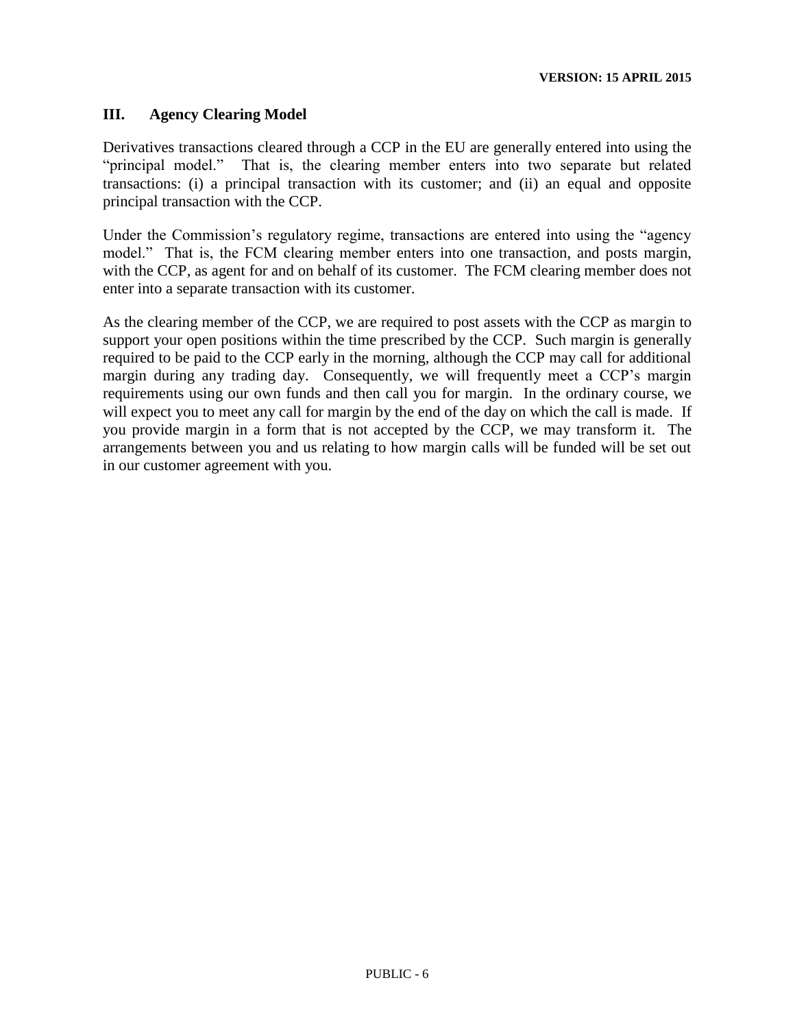## III. Agency Clearing Model

Derivatives transactions cleared through a CCP in the EU are generally entered into using the "principal model." That is, the clearing member enters into two separate but related transactions: (i) a principal transaction with its customer; and (ii) an equal and opposite principal transaction with the CCP.

Under the Commission's regulatory regime, transactions are entered into using the "agency model." That is, the FCM clearing member enters into one transaction, and posts margin, with the CCP, as agent for and on behalf of its customer. The FCM clearing member does not enter into a separate transaction with its customer.

As the clearing member of the CCP, we are required to post assets with the CCP as margin to support your open positions within the time prescribed by the CCP. Such margin is generally required to be paid to the CCP early in the morning, although the CCP may call for additional margin during any trading day. Consequently, we will frequently meet a CCP's margin requirements using our own funds and then call you for margin. In the ordinary course, we will expect you to meet any call for margin by the end of the day on which the call is made. If you provide margin in a form that is not accepted by the CCP, we may transform it. The arrangements between you and us relating to how margin calls will be funded will be set out in our customer agreement with you.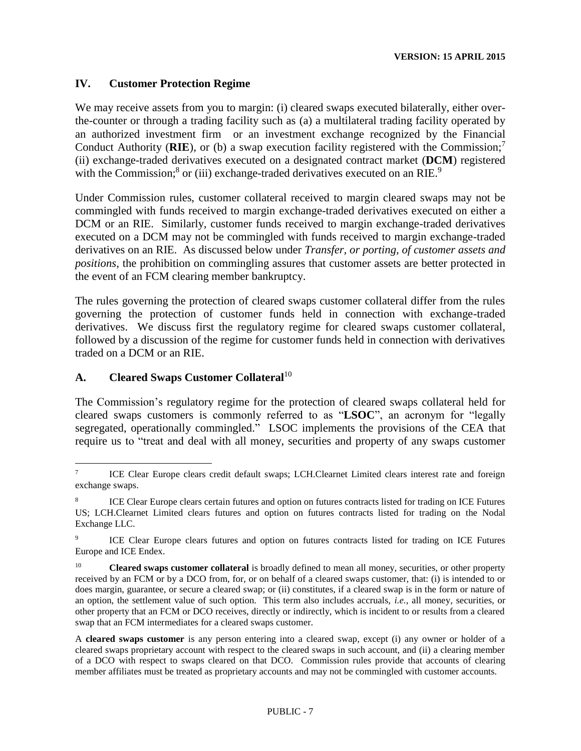## IV. Customer Protection Regime

We may receive assets from you to margin: (i) cleared swaps executed bilaterally, either over-the-counter or through a trading facility such as (a) a multilateral trading facility operated by an authorized investment firm or an investment exchange recognized by the Financial Conduct Authority (**RIE**), or (b) a swap execution facility registered with the Commission;[7] (ii) exchange-traded derivatives executed on a designated contract market (**DCM**) registered with the Commission;[8] or (iii) exchange-traded derivatives executed on an RIE.[9]

Under Commission rules, customer collateral received to margin cleared swaps may not be commingled with funds received to margin exchange-traded derivatives executed on either a DCM or an RIE. Similarly, customer funds received to margin exchange-traded derivatives executed on a DCM may not be commingled with funds received to margin exchange-traded derivatives on an RIE. As discussed below under *Transfer, or porting, of customer assets and positions*, the prohibition on commingling assures that customer assets are better protected in the event of an FCM clearing member bankruptcy.

The rules governing the protection of cleared swaps customer collateral differ from the rules governing the protection of customer funds held in connection with exchange-traded derivatives. We discuss first the regulatory regime for cleared swaps customer collateral, followed by a discussion of the regime for customer funds held in connection with derivatives traded on a DCM or an RIE.

### A. Cleared Swaps Customer Collateral[10]

The Commission's regulatory regime for the protection of cleared swaps collateral held for cleared swaps customers is commonly referred to as "**LSOC**", an acronym for "legally segregated, operationally commingled." LSOC implements the provisions of the CEA that require us to "treat and deal with all money, securities and property of any swaps customer

---

[7] ICE Clear Europe clears credit default swaps; LCH.Clearnet Limited clears interest rate and foreign exchange swaps.

[8] ICE Clear Europe clears certain futures and option on futures contracts listed for trading on ICE Futures US; LCH.Clearnet Limited clears futures and option on futures contracts listed for trading on the Nodal Exchange LLC.

[9] ICE Clear Europe clears futures and option on futures contracts listed for trading on ICE Futures Europe and ICE Endex.

[10] **Cleared swaps customer collateral** is broadly defined to mean all money, securities, or other property received by an FCM or by a DCO from, for, or on behalf of a cleared swaps customer, that: (i) is intended to or does margin, guarantee, or secure a cleared swap; or (ii) constitutes, if a cleared swap is in the form or nature of an option, the settlement value of such option. This term also includes accruals, *i.e.*, all money, securities, or other property that an FCM or DCO receives, directly or indirectly, which is incident to or results from a cleared swap that an FCM intermediates for a cleared swaps customer.

A **cleared swaps customer** is any person entering into a cleared swap, except (i) any owner or holder of a cleared swaps proprietary account with respect to the cleared swaps in such account, and (ii) a clearing member of a DCO with respect to swaps cleared on that DCO. Commission rules provide that accounts of clearing member affiliates must be treated as proprietary accounts and may not be commingled with customer accounts.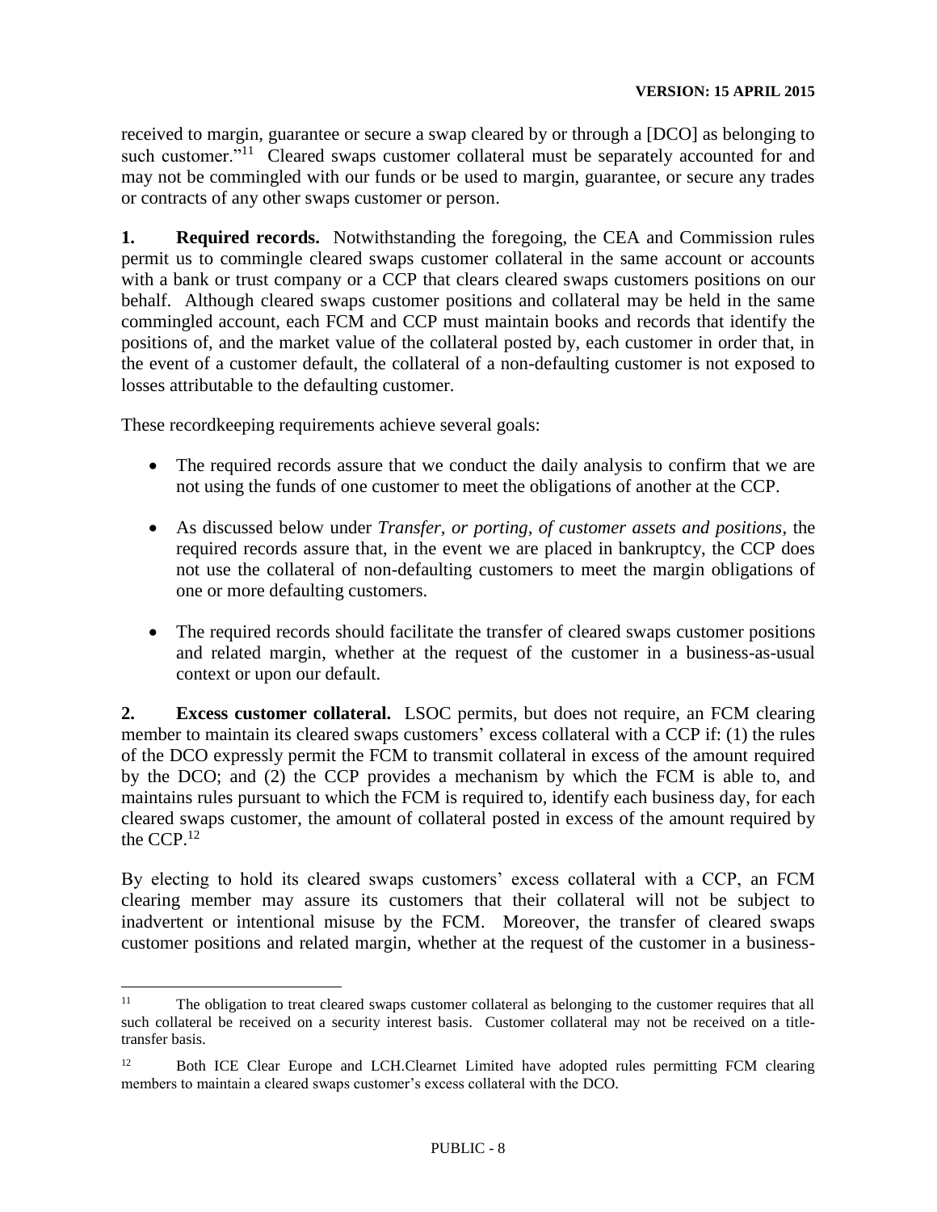received to margin, guarantee or secure a swap cleared by or through a [DCO] as belonging to such customer."[11] Cleared swaps customer collateral must be separately accounted for and may not be commingled with our funds or be used to margin, guarantee, or secure any trades or contracts of any other swaps customer or person.

**1. Required records.** Notwithstanding the foregoing, the CEA and Commission rules permit us to commingle cleared swaps customer collateral in the same account or accounts with a bank or trust company or a CCP that clears cleared swaps customers positions on our behalf. Although cleared swaps customer positions and collateral may be held in the same commingled account, each FCM and CCP must maintain books and records that identify the positions of, and the market value of the collateral posted by, each customer in order that, in the event of a customer default, the collateral of a non-defaulting customer is not exposed to losses attributable to the defaulting customer.

These recordkeeping requirements achieve several goals:

- The required records assure that we conduct the daily analysis to confirm that we are not using the funds of one customer to meet the obligations of another at the CCP.
- As discussed below under *Transfer, or porting, of customer assets and positions*, the required records assure that, in the event we are placed in bankruptcy, the CCP does not use the collateral of non-defaulting customers to meet the margin obligations of one or more defaulting customers.
- The required records should facilitate the transfer of cleared swaps customer positions and related margin, whether at the request of the customer in a business-as-usual context or upon our default.

**2. Excess customer collateral.** LSOC permits, but does not require, an FCM clearing member to maintain its cleared swaps customers' excess collateral with a CCP if: (1) the rules of the DCO expressly permit the FCM to transmit collateral in excess of the amount required by the DCO; and (2) the CCP provides a mechanism by which the FCM is able to, and maintains rules pursuant to which the FCM is required to, identify each business day, for each cleared swaps customer, the amount of collateral posted in excess of the amount required by the CCP.[12]

By electing to hold its cleared swaps customers' excess collateral with a CCP, an FCM clearing member may assure its customers that their collateral will not be subject to inadvertent or intentional misuse by the FCM. Moreover, the transfer of cleared swaps customer positions and related margin, whether at the request of the customer in a business-

---

[11] The obligation to treat cleared swaps customer collateral as belonging to the customer requires that all such collateral be received on a security interest basis. Customer collateral may not be received on a title-transfer basis.

[12] Both ICE Clear Europe and LCH.Clearnet Limited have adopted rules permitting FCM clearing members to maintain a cleared swaps customer's excess collateral with the DCO.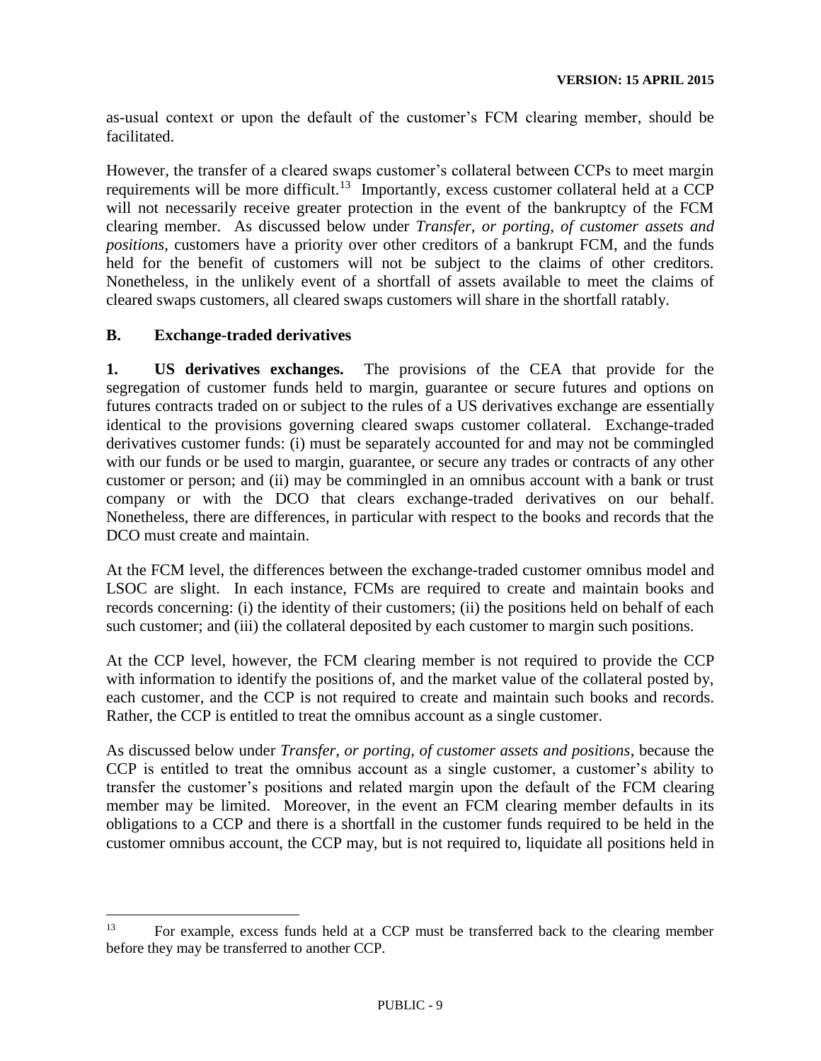as-usual context or upon the default of the customer's FCM clearing member, should be facilitated.

However, the transfer of a cleared swaps customer's collateral between CCPs to meet margin requirements will be more difficult.[13] Importantly, excess customer collateral held at a CCP will not necessarily receive greater protection in the event of the bankruptcy of the FCM clearing member. As discussed below under *Transfer, or porting, of customer assets and positions*, customers have a priority over other creditors of a bankrupt FCM, and the funds held for the benefit of customers will not be subject to the claims of other creditors. Nonetheless, in the unlikely event of a shortfall of assets available to meet the claims of cleared swaps customers, all cleared swaps customers will share in the shortfall ratably.

## B. Exchange-traded derivatives

**1. US derivatives exchanges.** The provisions of the CEA that provide for the segregation of customer funds held to margin, guarantee or secure futures and options on futures contracts traded on or subject to the rules of a US derivatives exchange are essentially identical to the provisions governing cleared swaps customer collateral. Exchange-traded derivatives customer funds: (i) must be separately accounted for and may not be commingled with our funds or be used to margin, guarantee, or secure any trades or contracts of any other customer or person; and (ii) may be commingled in an omnibus account with a bank or trust company or with the DCO that clears exchange-traded derivatives on our behalf. Nonetheless, there are differences, in particular with respect to the books and records that the DCO must create and maintain.

At the FCM level, the differences between the exchange-traded customer omnibus model and LSOC are slight. In each instance, FCMs are required to create and maintain books and records concerning: (i) the identity of their customers; (ii) the positions held on behalf of each such customer; and (iii) the collateral deposited by each customer to margin such positions.

At the CCP level, however, the FCM clearing member is not required to provide the CCP with information to identify the positions of, and the market value of the collateral posted by, each customer, and the CCP is not required to create and maintain such books and records. Rather, the CCP is entitled to treat the omnibus account as a single customer.

As discussed below under *Transfer, or porting, of customer assets and positions*, because the CCP is entitled to treat the omnibus account as a single customer, a customer's ability to transfer the customer's positions and related margin upon the default of the FCM clearing member may be limited. Moreover, in the event an FCM clearing member defaults in its obligations to a CCP and there is a shortfall in the customer funds required to be held in the customer omnibus account, the CCP may, but is not required to, liquidate all positions held in

---

[13] For example, excess funds held at a CCP must be transferred back to the clearing member before they may be transferred to another CCP.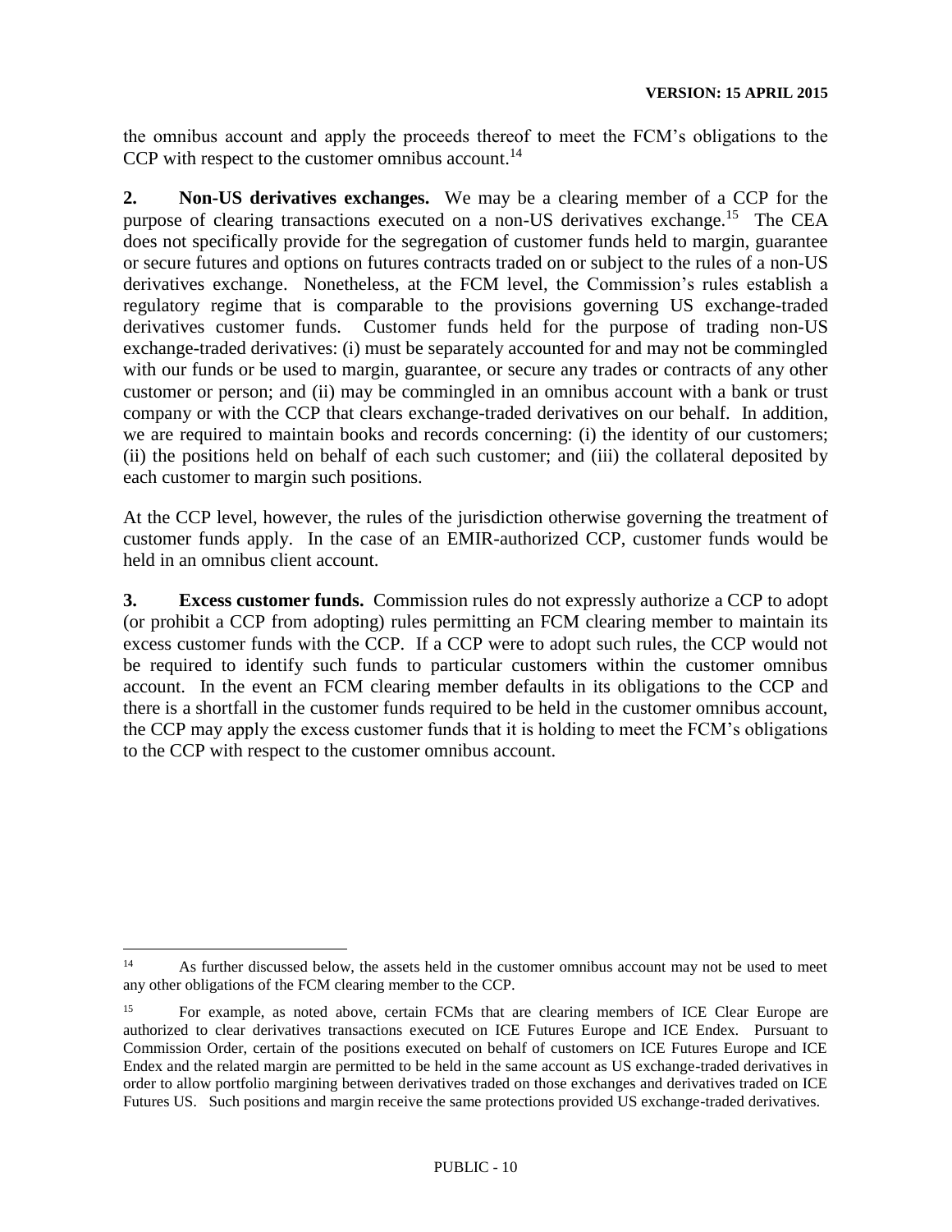the omnibus account and apply the proceeds thereof to meet the FCM's obligations to the CCP with respect to the customer omnibus account.[14]

**2. Non-US derivatives exchanges.** We may be a clearing member of a CCP for the purpose of clearing transactions executed on a non-US derivatives exchange.[15] The CEA does not specifically provide for the segregation of customer funds held to margin, guarantee or secure futures and options on futures contracts traded on or subject to the rules of a non-US derivatives exchange. Nonetheless, at the FCM level, the Commission's rules establish a regulatory regime that is comparable to the provisions governing US exchange-traded derivatives customer funds. Customer funds held for the purpose of trading non-US exchange-traded derivatives: (i) must be separately accounted for and may not be commingled with our funds or be used to margin, guarantee, or secure any trades or contracts of any other customer or person; and (ii) may be commingled in an omnibus account with a bank or trust company or with the CCP that clears exchange-traded derivatives on our behalf. In addition, we are required to maintain books and records concerning: (i) the identity of our customers; (ii) the positions held on behalf of each such customer; and (iii) the collateral deposited by each customer to margin such positions.

At the CCP level, however, the rules of the jurisdiction otherwise governing the treatment of customer funds apply. In the case of an EMIR-authorized CCP, customer funds would be held in an omnibus client account.

**3. Excess customer funds.** Commission rules do not expressly authorize a CCP to adopt (or prohibit a CCP from adopting) rules permitting an FCM clearing member to maintain its excess customer funds with the CCP. If a CCP were to adopt such rules, the CCP would not be required to identify such funds to particular customers within the customer omnibus account. In the event an FCM clearing member defaults in its obligations to the CCP and there is a shortfall in the customer funds required to be held in the customer omnibus account, the CCP may apply the excess customer funds that it is holding to meet the FCM's obligations to the CCP with respect to the customer omnibus account.

---

[14] As further discussed below, the assets held in the customer omnibus account may not be used to meet any other obligations of the FCM clearing member to the CCP.

[15] For example, as noted above, certain FCMs that are clearing members of ICE Clear Europe are authorized to clear derivatives transactions executed on ICE Futures Europe and ICE Endex. Pursuant to Commission Order, certain of the positions executed on behalf of customers on ICE Futures Europe and ICE Endex and the related margin are permitted to be held in the same account as US exchange-traded derivatives in order to allow portfolio margining between derivatives traded on those exchanges and derivatives traded on ICE Futures US. Such positions and margin receive the same protections provided US exchange-traded derivatives.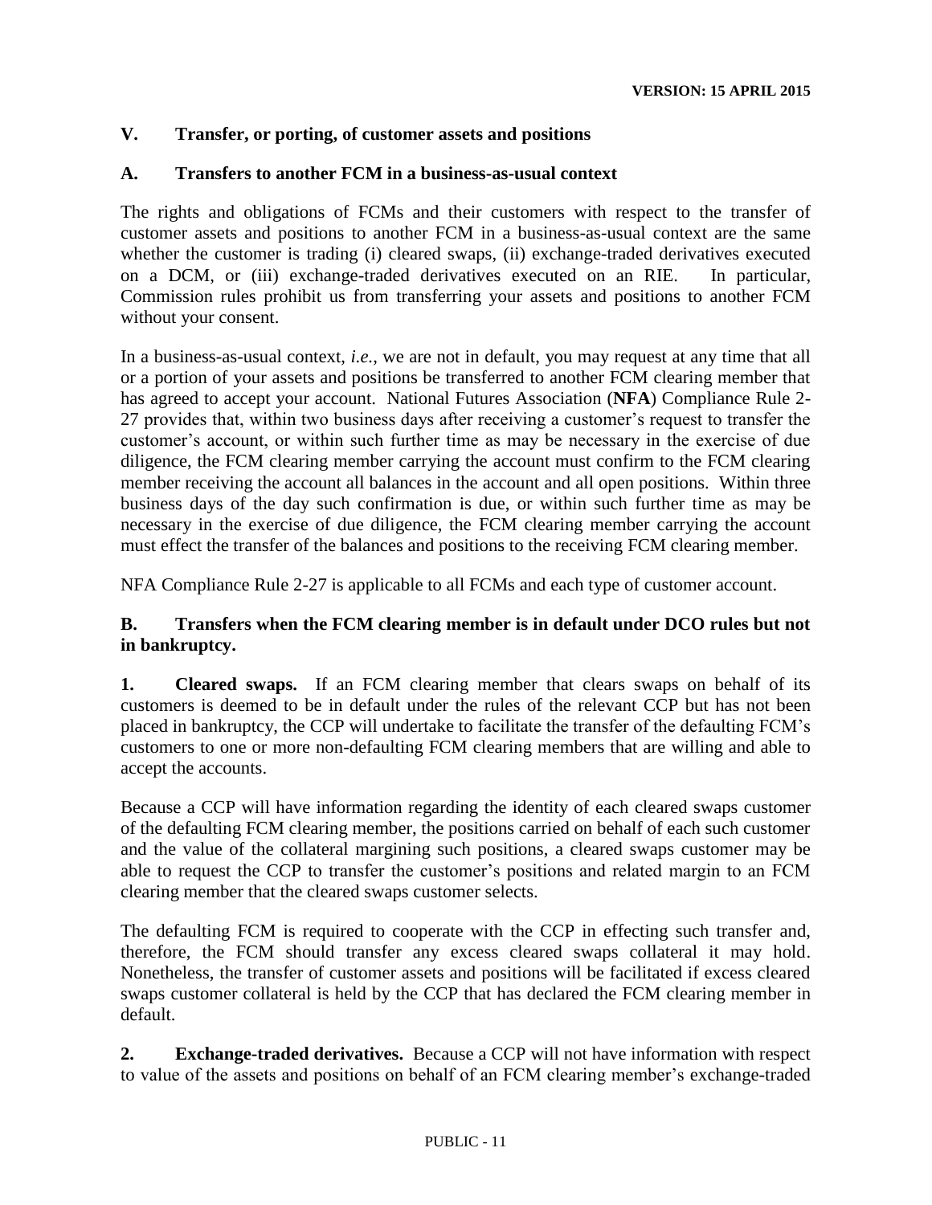## V. Transfer, or porting, of customer assets and positions

### A. Transfers to another FCM in a business-as-usual context

The rights and obligations of FCMs and their customers with respect to the transfer of customer assets and positions to another FCM in a business-as-usual context are the same whether the customer is trading (i) cleared swaps, (ii) exchange-traded derivatives executed on a DCM, or (iii) exchange-traded derivatives executed on an RIE. In particular, Commission rules prohibit us from transferring your assets and positions to another FCM without your consent.

In a business-as-usual context, *i.e.*, we are not in default, you may request at any time that all or a portion of your assets and positions be transferred to another FCM clearing member that has agreed to accept your account. National Futures Association (**NFA**) Compliance Rule 2-27 provides that, within two business days after receiving a customer's request to transfer the customer's account, or within such further time as may be necessary in the exercise of due diligence, the FCM clearing member carrying the account must confirm to the FCM clearing member receiving the account all balances in the account and all open positions. Within three business days of the day such confirmation is due, or within such further time as may be necessary in the exercise of due diligence, the FCM clearing member carrying the account must effect the transfer of the balances and positions to the receiving FCM clearing member.

NFA Compliance Rule 2-27 is applicable to all FCMs and each type of customer account.

### B. Transfers when the FCM clearing member is in default under DCO rules but not in bankruptcy.

**1. Cleared swaps.** If an FCM clearing member that clears swaps on behalf of its customers is deemed to be in default under the rules of the relevant CCP but has not been placed in bankruptcy, the CCP will undertake to facilitate the transfer of the defaulting FCM's customers to one or more non-defaulting FCM clearing members that are willing and able to accept the accounts.

Because a CCP will have information regarding the identity of each cleared swaps customer of the defaulting FCM clearing member, the positions carried on behalf of each such customer and the value of the collateral margining such positions, a cleared swaps customer may be able to request the CCP to transfer the customer's positions and related margin to an FCM clearing member that the cleared swaps customer selects.

The defaulting FCM is required to cooperate with the CCP in effecting such transfer and, therefore, the FCM should transfer any excess cleared swaps collateral it may hold. Nonetheless, the transfer of customer assets and positions will be facilitated if excess cleared swaps customer collateral is held by the CCP that has declared the FCM clearing member in default.

**2. Exchange-traded derivatives.** Because a CCP will not have information with respect to value of the assets and positions on behalf of an FCM clearing member's exchange-traded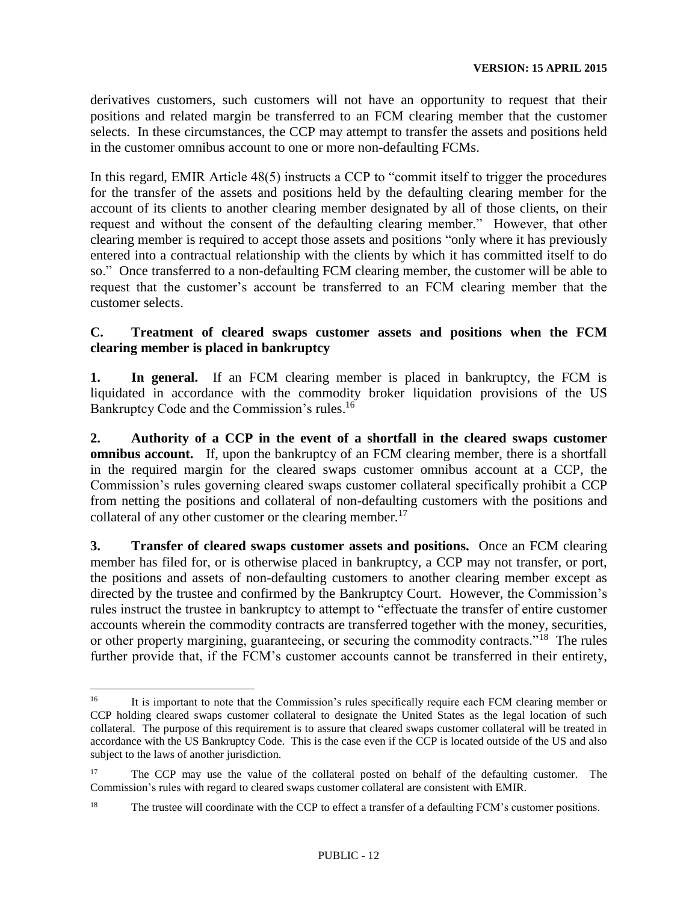derivatives customers, such customers will not have an opportunity to request that their positions and related margin be transferred to an FCM clearing member that the customer selects. In these circumstances, the CCP may attempt to transfer the assets and positions held in the customer omnibus account to one or more non-defaulting FCMs.

In this regard, EMIR Article 48(5) instructs a CCP to "commit itself to trigger the procedures for the transfer of the assets and positions held by the defaulting clearing member for the account of its clients to another clearing member designated by all of those clients, on their request and without the consent of the defaulting clearing member." However, that other clearing member is required to accept those assets and positions "only where it has previously entered into a contractual relationship with the clients by which it has committed itself to do so." Once transferred to a non-defaulting FCM clearing member, the customer will be able to request that the customer's account be transferred to an FCM clearing member that the customer selects.

### C. Treatment of cleared swaps customer assets and positions when the FCM clearing member is placed in bankruptcy

**1. In general.** If an FCM clearing member is placed in bankruptcy, the FCM is liquidated in accordance with the commodity broker liquidation provisions of the US Bankruptcy Code and the Commission's rules.[16]

**2. Authority of a CCP in the event of a shortfall in the cleared swaps customer omnibus account.** If, upon the bankruptcy of an FCM clearing member, there is a shortfall in the required margin for the cleared swaps customer omnibus account at a CCP, the Commission's rules governing cleared swaps customer collateral specifically prohibit a CCP from netting the positions and collateral of non-defaulting customers with the positions and collateral of any other customer or the clearing member.[17]

**3. Transfer of cleared swaps customer assets and positions.** Once an FCM clearing member has filed for, or is otherwise placed in bankruptcy, a CCP may not transfer, or port, the positions and assets of non-defaulting customers to another clearing member except as directed by the trustee and confirmed by the Bankruptcy Court. However, the Commission's rules instruct the trustee in bankruptcy to attempt to "effectuate the transfer of entire customer accounts wherein the commodity contracts are transferred together with the money, securities, or other property margining, guaranteeing, or securing the commodity contracts."[18] The rules further provide that, if the FCM's customer accounts cannot be transferred in their entirety,

---

[16] It is important to note that the Commission's rules specifically require each FCM clearing member or CCP holding cleared swaps customer collateral to designate the United States as the legal location of such collateral. The purpose of this requirement is to assure that cleared swaps customer collateral will be treated in accordance with the US Bankruptcy Code. This is the case even if the CCP is located outside of the US and also subject to the laws of another jurisdiction.

[17] The CCP may use the value of the collateral posted on behalf of the defaulting customer. The Commission's rules with regard to cleared swaps customer collateral are consistent with EMIR.

[18] The trustee will coordinate with the CCP to effect a transfer of a defaulting FCM's customer positions.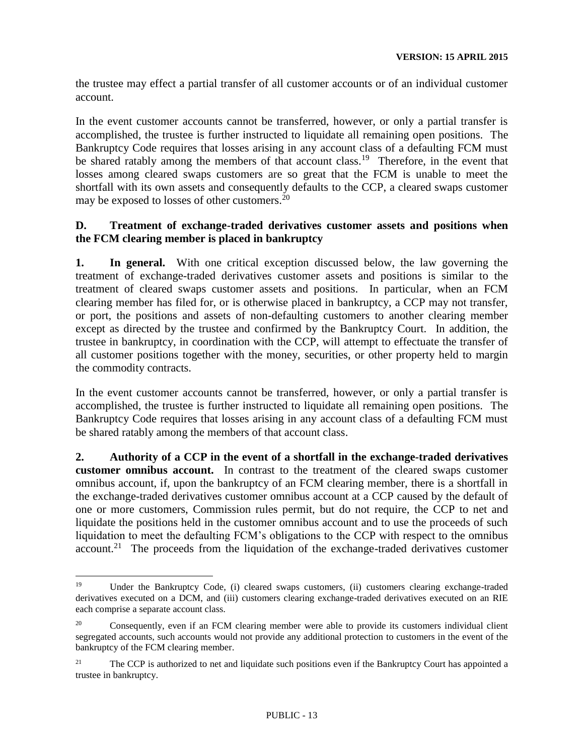the trustee may effect a partial transfer of all customer accounts or of an individual customer account.

In the event customer accounts cannot be transferred, however, or only a partial transfer is accomplished, the trustee is further instructed to liquidate all remaining open positions. The Bankruptcy Code requires that losses arising in any account class of a defaulting FCM must be shared ratably among the members of that account class.[19] Therefore, in the event that losses among cleared swaps customers are so great that the FCM is unable to meet the shortfall with its own assets and consequently defaults to the CCP, a cleared swaps customer may be exposed to losses of other customers.[20]

### D. Treatment of exchange-traded derivatives customer assets and positions when the FCM clearing member is placed in bankruptcy

**1. In general.** With one critical exception discussed below, the law governing the treatment of exchange-traded derivatives customer assets and positions is similar to the treatment of cleared swaps customer assets and positions. In particular, when an FCM clearing member has filed for, or is otherwise placed in bankruptcy, a CCP may not transfer, or port, the positions and assets of non-defaulting customers to another clearing member except as directed by the trustee and confirmed by the Bankruptcy Court. In addition, the trustee in bankruptcy, in coordination with the CCP, will attempt to effectuate the transfer of all customer positions together with the money, securities, or other property held to margin the commodity contracts.

In the event customer accounts cannot be transferred, however, or only a partial transfer is accomplished, the trustee is further instructed to liquidate all remaining open positions. The Bankruptcy Code requires that losses arising in any account class of a defaulting FCM must be shared ratably among the members of that account class.

**2. Authority of a CCP in the event of a shortfall in the exchange-traded derivatives customer omnibus account.** In contrast to the treatment of the cleared swaps customer omnibus account, if, upon the bankruptcy of an FCM clearing member, there is a shortfall in the exchange-traded derivatives customer omnibus account at a CCP caused by the default of one or more customers, Commission rules permit, but do not require, the CCP to net and liquidate the positions held in the customer omnibus account and to use the proceeds of such liquidation to meet the defaulting FCM's obligations to the CCP with respect to the omnibus account.[21] The proceeds from the liquidation of the exchange-traded derivatives customer

---

[19] Under the Bankruptcy Code, (i) cleared swaps customers, (ii) customers clearing exchange-traded derivatives executed on a DCM, and (iii) customers clearing exchange-traded derivatives executed on an RIE each comprise a separate account class.

[20] Consequently, even if an FCM clearing member were able to provide its customers individual client segregated accounts, such accounts would not provide any additional protection to customers in the event of the bankruptcy of the FCM clearing member.

[21] The CCP is authorized to net and liquidate such positions even if the Bankruptcy Court has appointed a trustee in bankruptcy.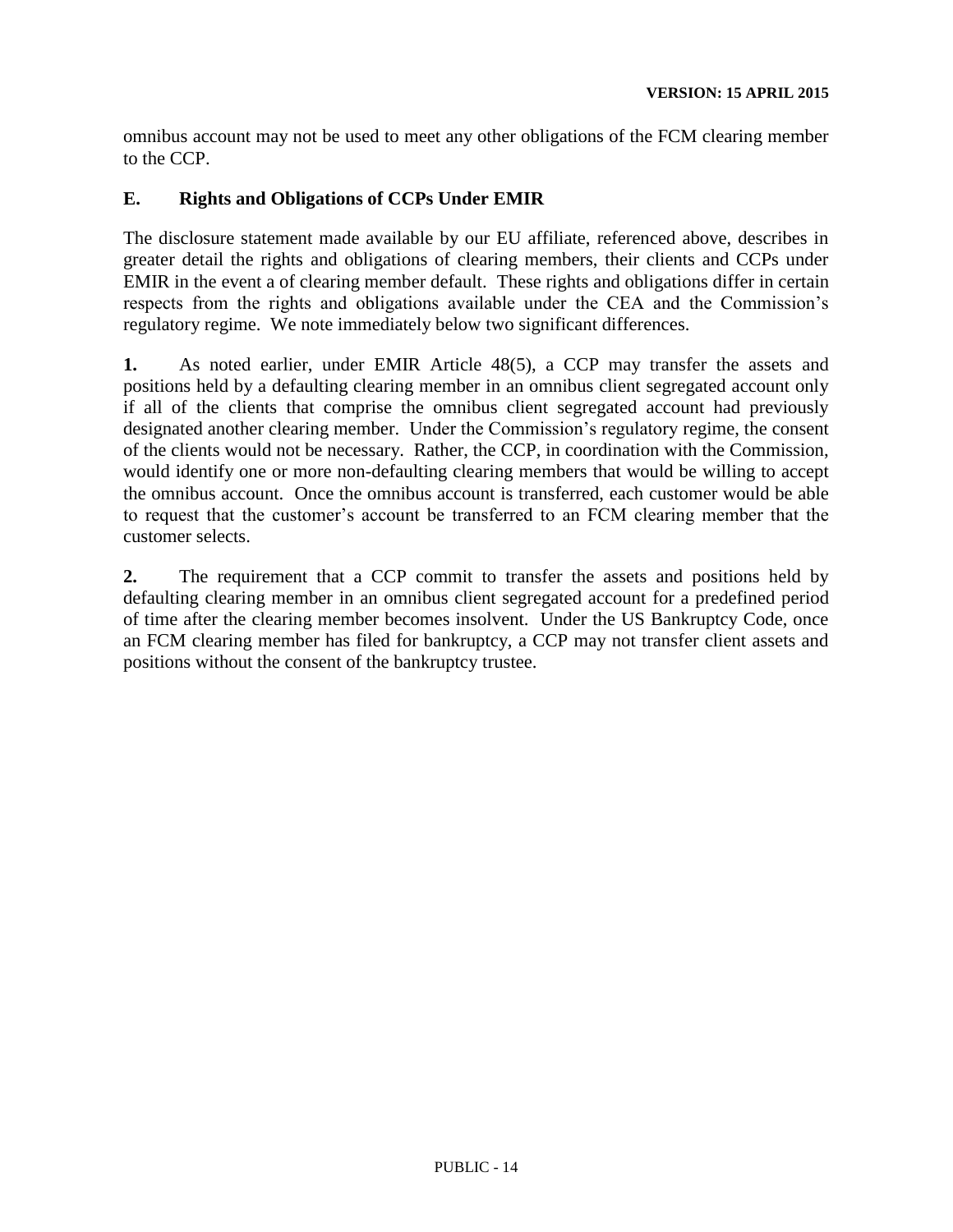omnibus account may not be used to meet any other obligations of the FCM clearing member to the CCP.

## E. Rights and Obligations of CCPs Under EMIR

The disclosure statement made available by our EU affiliate, referenced above, describes in greater detail the rights and obligations of clearing members, their clients and CCPs under EMIR in the event a of clearing member default. These rights and obligations differ in certain respects from the rights and obligations available under the CEA and the Commission's regulatory regime. We note immediately below two significant differences.

**1.** As noted earlier, under EMIR Article 48(5), a CCP may transfer the assets and positions held by a defaulting clearing member in an omnibus client segregated account only if all of the clients that comprise the omnibus client segregated account had previously designated another clearing member. Under the Commission's regulatory regime, the consent of the clients would not be necessary. Rather, the CCP, in coordination with the Commission, would identify one or more non-defaulting clearing members that would be willing to accept the omnibus account. Once the omnibus account is transferred, each customer would be able to request that the customer's account be transferred to an FCM clearing member that the customer selects.

**2.** The requirement that a CCP commit to transfer the assets and positions held by defaulting clearing member in an omnibus client segregated account for a predefined period of time after the clearing member becomes insolvent. Under the US Bankruptcy Code, once an FCM clearing member has filed for bankruptcy, a CCP may not transfer client assets and positions without the consent of the bankruptcy trustee.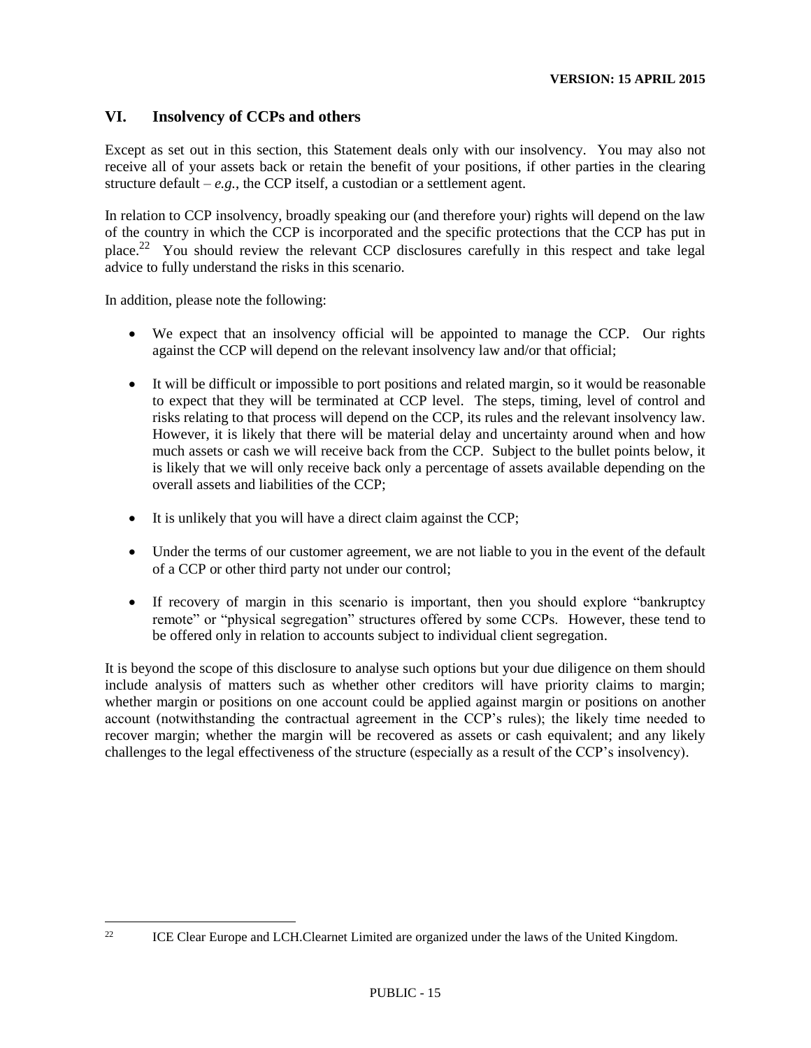## VI. Insolvency of CCPs and others

Except as set out in this section, this Statement deals only with our insolvency. You may also not receive all of your assets back or retain the benefit of your positions, if other parties in the clearing structure default – *e.g.*, the CCP itself, a custodian or a settlement agent.

In relation to CCP insolvency, broadly speaking our (and therefore your) rights will depend on the law of the country in which the CCP is incorporated and the specific protections that the CCP has put in place.[22] You should review the relevant CCP disclosures carefully in this respect and take legal advice to fully understand the risks in this scenario.

In addition, please note the following:

- We expect that an insolvency official will be appointed to manage the CCP. Our rights against the CCP will depend on the relevant insolvency law and/or that official;
- It will be difficult or impossible to port positions and related margin, so it would be reasonable to expect that they will be terminated at CCP level. The steps, timing, level of control and risks relating to that process will depend on the CCP, its rules and the relevant insolvency law. However, it is likely that there will be material delay and uncertainty around when and how much assets or cash we will receive back from the CCP. Subject to the bullet points below, it is likely that we will only receive back only a percentage of assets available depending on the overall assets and liabilities of the CCP;
- It is unlikely that you will have a direct claim against the CCP;
- Under the terms of our customer agreement, we are not liable to you in the event of the default of a CCP or other third party not under our control;
- If recovery of margin in this scenario is important, then you should explore "bankruptcy remote" or "physical segregation" structures offered by some CCPs. However, these tend to be offered only in relation to accounts subject to individual client segregation.

It is beyond the scope of this disclosure to analyse such options but your due diligence on them should include analysis of matters such as whether other creditors will have priority claims to margin; whether margin or positions on one account could be applied against margin or positions on another account (notwithstanding the contractual agreement in the CCP's rules); the likely time needed to recover margin; whether the margin will be recovered as assets or cash equivalent; and any likely challenges to the legal effectiveness of the structure (especially as a result of the CCP's insolvency).

[22] ICE Clear Europe and LCH.Clearnet Limited are organized under the laws of the United Kingdom.